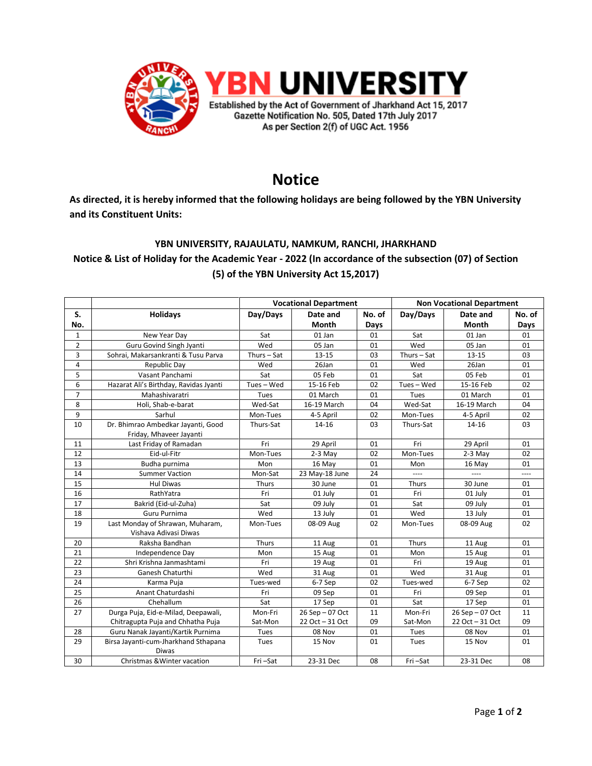# YBN UNIVERSITY

Established by the Act of Government of Jharkhand Act 15, 2017
Gazette Notification No. 505, Dated 17th July 2017
As per Section 2(f) of UGC Act. 1956

## Notice

**As directed, it is hereby informed that the following holidays are being followed by the YBN University and its Constituent Units:**

**YBN UNIVERSITY, RAJAULATU, NAMKUM, RANCHI, JHARKHAND**

**Notice & List of Holiday for the Academic Year - 2022 (In accordance of the subsection (07) of Section (5) of the YBN University Act 15,2017)**

| | | Vocational Department | | | Non Vocational Department | | |
|---|---|---|---|---|---|---|---|
| S. No. | Holidays | Day/Days | Date and Month | No. of Days | Day/Days | Date and Month | No. of Days |
| 1 | New Year Day | Sat | 01 Jan | 01 | Sat | 01 Jan | 01 |
| 2 | Guru Govind Singh Jyanti | Wed | 05 Jan | 01 | Wed | 05 Jan | 01 |
| 3 | Sohrai, Makarsankranti & Tusu Parva | Thurs – Sat | 13-15 | 03 | Thurs – Sat | 13-15 | 03 |
| 4 | Republic Day | Wed | 26Jan | 01 | Wed | 26Jan | 01 |
| 5 | Vasant Panchami | Sat | 05 Feb | 01 | Sat | 05 Feb | 01 |
| 6 | Hazarat Ali's Birthday, Ravidas Jyanti | Tues – Wed | 15-16 Feb | 02 | Tues – Wed | 15-16 Feb | 02 |
| 7 | Mahashivaratri | Tues | 01 March | 01 | Tues | 01 March | 01 |
| 8 | Holi, Shab-e-barat | Wed-Sat | 16-19 March | 04 | Wed-Sat | 16-19 March | 04 |
| 9 | Sarhul | Mon-Tues | 4-5 April | 02 | Mon-Tues | 4-5 April | 02 |
| 10 | Dr. Bhimrao Ambedkar Jayanti, Good Friday, Mhaveer Jayanti | Thurs-Sat | 14-16 | 03 | Thurs-Sat | 14-16 | 03 |
| 11 | Last Friday of Ramadan | Fri | 29 April | 01 | Fri | 29 April | 01 |
| 12 | Eid-ul-Fitr | Mon-Tues | 2-3 May | 02 | Mon-Tues | 2-3 May | 02 |
| 13 | Budha purnima | Mon | 16 May | 01 | Mon | 16 May | 01 |
| 14 | Summer Vaction | Mon-Sat | 23 May-18 June | 24 | ---- | ---- | ---- |
| 15 | Hul Diwas | Thurs | 30 June | 01 | Thurs | 30 June | 01 |
| 16 | RathYatra | Fri | 01 July | 01 | Fri | 01 July | 01 |
| 17 | Bakrid (Eid-ul-Zuha) | Sat | 09 July | 01 | Sat | 09 July | 01 |
| 18 | Guru Purnima | Wed | 13 July | 01 | Wed | 13 July | 01 |
| 19 | Last Monday of Shrawan, Muharam, Vishava Adivasi Diwas | Mon-Tues | 08-09 Aug | 02 | Mon-Tues | 08-09 Aug | 02 |
| 20 | Raksha Bandhan | Thurs | 11 Aug | 01 | Thurs | 11 Aug | 01 |
| 21 | Independence Day | Mon | 15 Aug | 01 | Mon | 15 Aug | 01 |
| 22 | Shri Krishna Janmashtami | Fri | 19 Aug | 01 | Fri | 19 Aug | 01 |
| 23 | Ganesh Chaturthi | Wed | 31 Aug | 01 | Wed | 31 Aug | 01 |
| 24 | Karma Puja | Tues-wed | 6-7 Sep | 02 | Tues-wed | 6-7 Sep | 02 |
| 25 | Anant Chaturdashi | Fri | 09 Sep | 01 | Fri | 09 Sep | 01 |
| 26 | Chehallum | Sat | 17 Sep | 01 | Sat | 17 Sep | 01 |
| 27 | Durga Puja, Eid-e-Milad, Deepawali, Chitragupta Puja and Chhatha Puja | Mon-Fri<br>Sat-Mon | 26 Sep – 07 Oct<br>22 Oct – 31 Oct | 11<br>09 | Mon-Fri<br>Sat-Mon | 26 Sep – 07 Oct<br>22 Oct – 31 Oct | 11<br>09 |
| 28 | Guru Nanak Jayanti/Kartik Purnima | Tues | 08 Nov | 01 | Tues | 08 Nov | 01 |
| 29 | Birsa Jayanti-cum-Jharkhand Sthapana Diwas | Tues | 15 Nov | 01 | Tues | 15 Nov | 01 |
| 30 | Christmas &Winter vacation | Fri –Sat | 23-31 Dec | 08 | Fri –Sat | 23-31 Dec | 08 |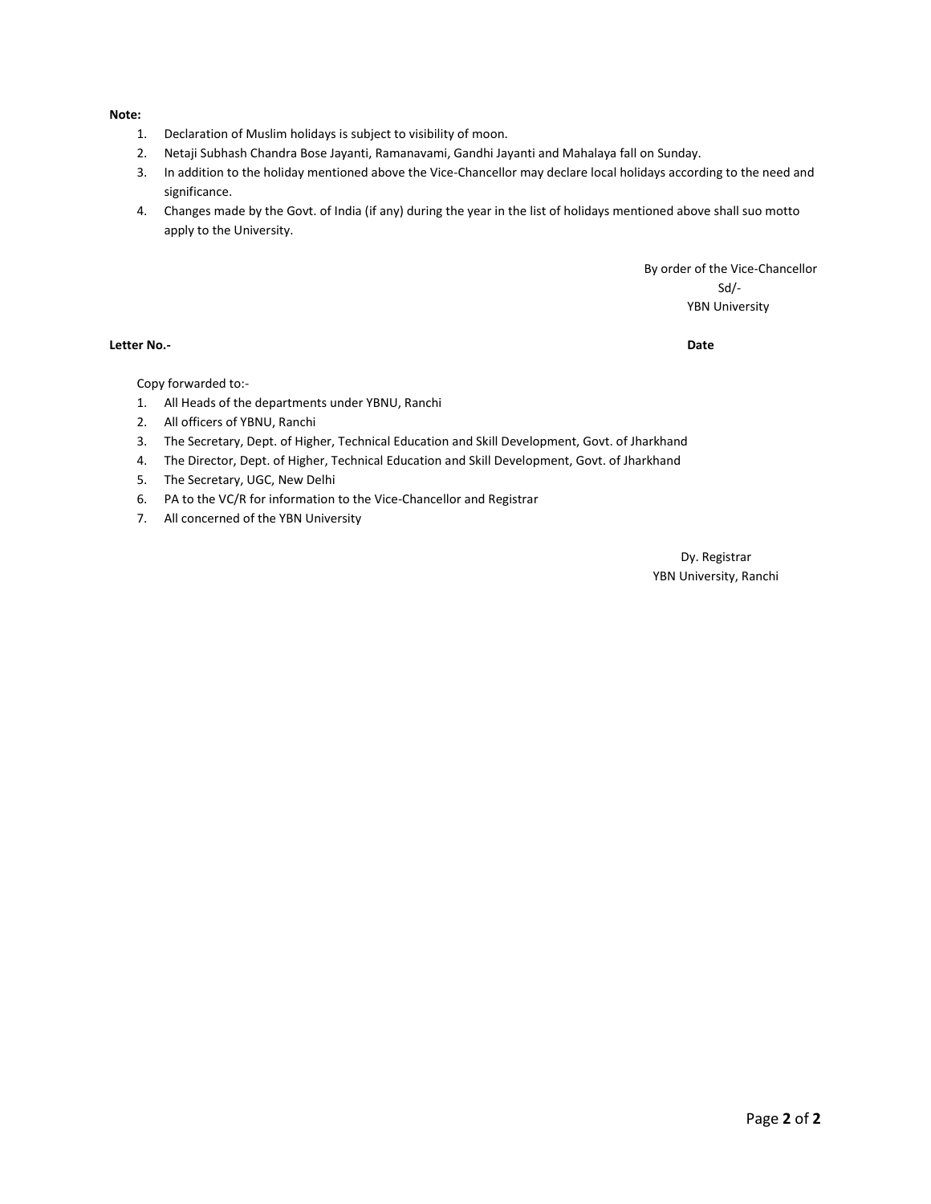**Note:**

1. Declaration of Muslim holidays is subject to visibility of moon.
2. Netaji Subhash Chandra Bose Jayanti, Ramanavami, Gandhi Jayanti and Mahalaya fall on Sunday.
3. In addition to the holiday mentioned above the Vice-Chancellor may declare local holidays according to the need and significance.
4. Changes made by the Govt. of India (if any) during the year in the list of holidays mentioned above shall suo motto apply to the University.

By order of the Vice-Chancellor
Sd/-
YBN University

**Letter No.-** **Date**

Copy forwarded to:-

1. All Heads of the departments under YBNU, Ranchi
2. All officers of YBNU, Ranchi
3. The Secretary, Dept. of Higher, Technical Education and Skill Development, Govt. of Jharkhand
4. The Director, Dept. of Higher, Technical Education and Skill Development, Govt. of Jharkhand
5. The Secretary, UGC, New Delhi
6. PA to the VC/R for information to the Vice-Chancellor and Registrar
7. All concerned of the YBN University

Dy. Registrar
YBN University, Ranchi